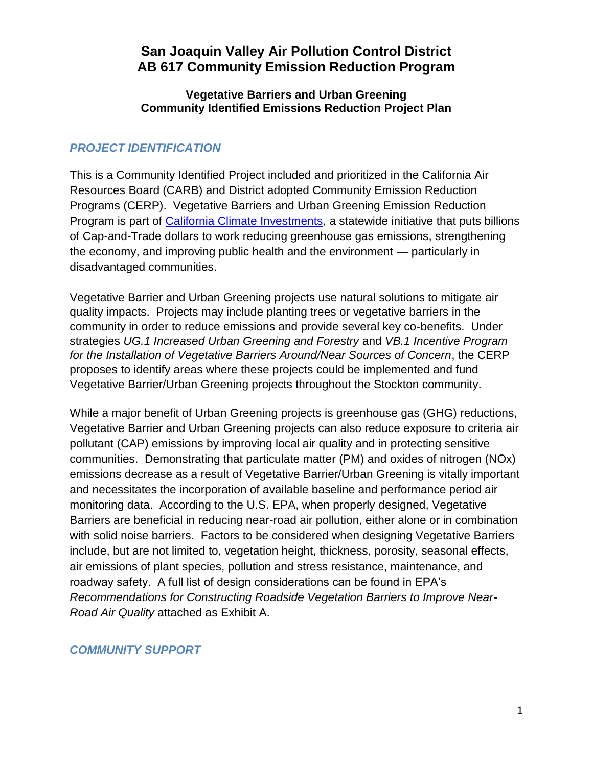# San Joaquin Valley Air Pollution Control District
# AB 617 Community Emission Reduction Program

### Vegetative Barriers and Urban Greening
### Community Identified Emissions Reduction Project Plan

## *PROJECT IDENTIFICATION*

This is a Community Identified Project included and prioritized in the California Air Resources Board (CARB) and District adopted Community Emission Reduction Programs (CERP). Vegetative Barriers and Urban Greening Emission Reduction Program is part of [California Climate Investments](), a statewide initiative that puts billions of Cap-and-Trade dollars to work reducing greenhouse gas emissions, strengthening the economy, and improving public health and the environment — particularly in disadvantaged communities.

Vegetative Barrier and Urban Greening projects use natural solutions to mitigate air quality impacts. Projects may include planting trees or vegetative barriers in the community in order to reduce emissions and provide several key co-benefits. Under strategies *UG.1 Increased Urban Greening and Forestry* and *VB.1 Incentive Program for the Installation of Vegetative Barriers Around/Near Sources of Concern*, the CERP proposes to identify areas where these projects could be implemented and fund Vegetative Barrier/Urban Greening projects throughout the Stockton community.

While a major benefit of Urban Greening projects is greenhouse gas (GHG) reductions, Vegetative Barrier and Urban Greening projects can also reduce exposure to criteria air pollutant (CAP) emissions by improving local air quality and in protecting sensitive communities. Demonstrating that particulate matter (PM) and oxides of nitrogen (NOx) emissions decrease as a result of Vegetative Barrier/Urban Greening is vitally important and necessitates the incorporation of available baseline and performance period air monitoring data. According to the U.S. EPA, when properly designed, Vegetative Barriers are beneficial in reducing near-road air pollution, either alone or in combination with solid noise barriers. Factors to be considered when designing Vegetative Barriers include, but are not limited to, vegetation height, thickness, porosity, seasonal effects, air emissions of plant species, pollution and stress resistance, maintenance, and roadway safety. A full list of design considerations can be found in EPA's *Recommendations for Constructing Roadside Vegetation Barriers to Improve Near-Road Air Quality* attached as Exhibit A.

## *COMMUNITY SUPPORT*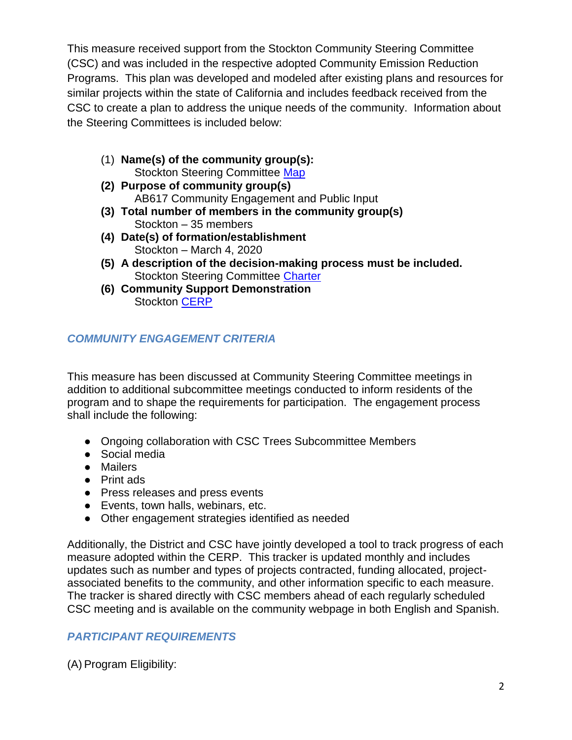This measure received support from the Stockton Community Steering Committee (CSC) and was included in the respective adopted Community Emission Reduction Programs. This plan was developed and modeled after existing plans and resources for similar projects within the state of California and includes feedback received from the CSC to create a plan to address the unique needs of the community. Information about the Steering Committees is included below:

(1) **Name(s) of the community group(s):**
    Stockton Steering Committee Map
(2) **Purpose of community group(s)**
    AB617 Community Engagement and Public Input
(3) **Total number of members in the community group(s)**
    Stockton – 35 members
(4) **Date(s) of formation/establishment**
    Stockton – March 4, 2020
(5) **A description of the decision-making process must be included.**
    Stockton Steering Committee Charter
(6) **Community Support Demonstration**
    Stockton CERP

### *COMMUNITY ENGAGEMENT CRITERIA*

This measure has been discussed at Community Steering Committee meetings in addition to additional subcommittee meetings conducted to inform residents of the program and to shape the requirements for participation. The engagement process shall include the following:

- Ongoing collaboration with CSC Trees Subcommittee Members
- Social media
- Mailers
- Print ads
- Press releases and press events
- Events, town halls, webinars, etc.
- Other engagement strategies identified as needed

Additionally, the District and CSC have jointly developed a tool to track progress of each measure adopted within the CERP. This tracker is updated monthly and includes updates such as number and types of projects contracted, funding allocated, project-associated benefits to the community, and other information specific to each measure. The tracker is shared directly with CSC members ahead of each regularly scheduled CSC meeting and is available on the community webpage in both English and Spanish.

### *PARTICIPANT REQUIREMENTS*

(A) Program Eligibility: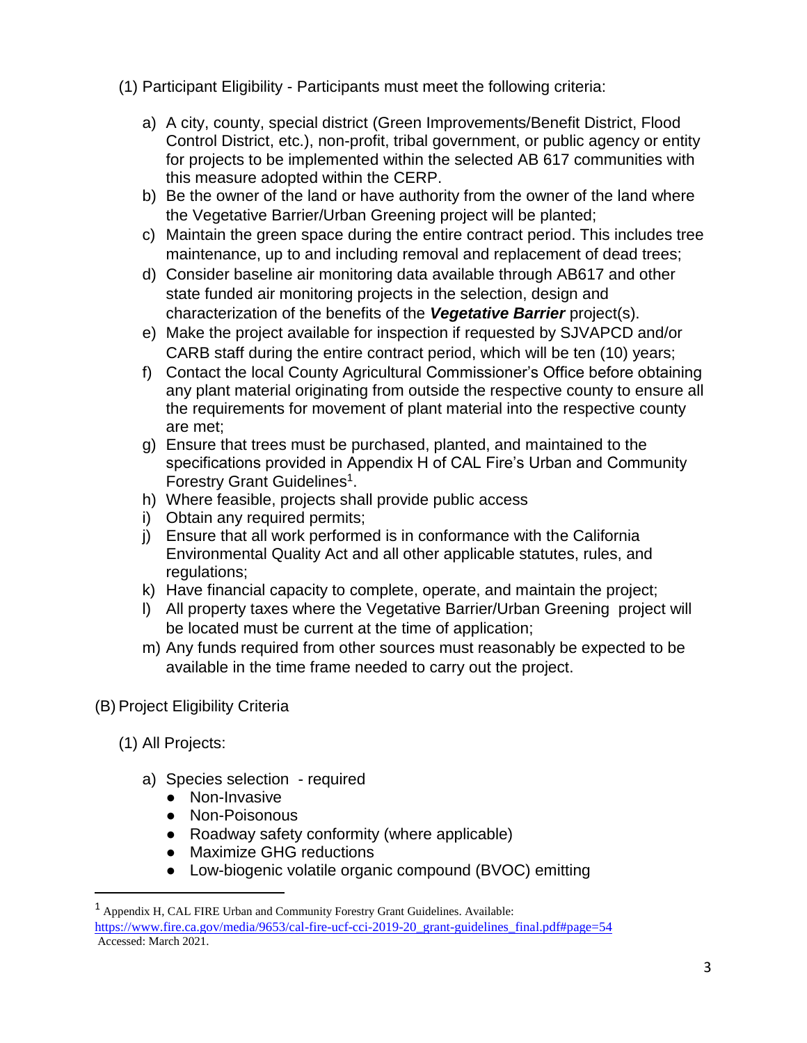(1) Participant Eligibility - Participants must meet the following criteria:

a) A city, county, special district (Green Improvements/Benefit District, Flood Control District, etc.), non-profit, tribal government, or public agency or entity for projects to be implemented within the selected AB 617 communities with this measure adopted within the CERP.
b) Be the owner of the land or have authority from the owner of the land where the Vegetative Barrier/Urban Greening project will be planted;
c) Maintain the green space during the entire contract period. This includes tree maintenance, up to and including removal and replacement of dead trees;
d) Consider baseline air monitoring data available through AB617 and other state funded air monitoring projects in the selection, design and characterization of the benefits of the ***Vegetative Barrier*** project(s).
e) Make the project available for inspection if requested by SJVAPCD and/or CARB staff during the entire contract period, which will be ten (10) years;
f) Contact the local County Agricultural Commissioner's Office before obtaining any plant material originating from outside the respective county to ensure all the requirements for movement of plant material into the respective county are met;
g) Ensure that trees must be purchased, planted, and maintained to the specifications provided in Appendix H of CAL Fire's Urban and Community Forestry Grant Guidelines[1].
h) Where feasible, projects shall provide public access
i) Obtain any required permits;
j) Ensure that all work performed is in conformance with the California Environmental Quality Act and all other applicable statutes, rules, and regulations;
k) Have financial capacity to complete, operate, and maintain the project;
l) All property taxes where the Vegetative Barrier/Urban Greening project will be located must be current at the time of application;
m) Any funds required from other sources must reasonably be expected to be available in the time frame needed to carry out the project.

(B) Project Eligibility Criteria

(1) All Projects:

a) Species selection - required
   - Non-Invasive
   - Non-Poisonous
   - Roadway safety conformity (where applicable)
   - Maximize GHG reductions
   - Low-biogenic volatile organic compound (BVOC) emitting

[1] Appendix H, CAL FIRE Urban and Community Forestry Grant Guidelines. Available: https://www.fire.ca.gov/media/9653/cal-fire-ucf-cci-2019-20_grant-guidelines_final.pdf#page=54 Accessed: March 2021.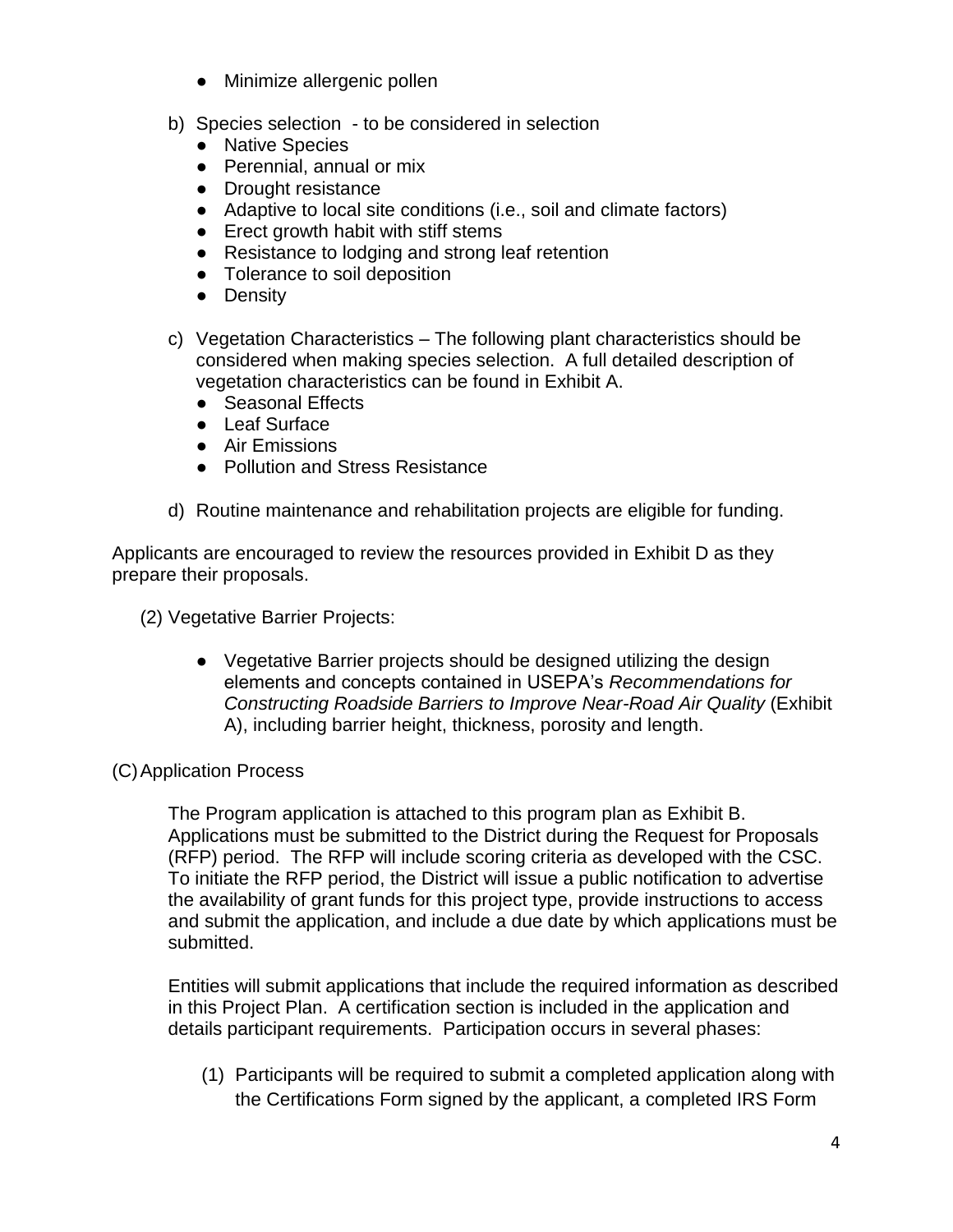- Minimize allergenic pollen

b) Species selection - to be considered in selection
   - Native Species
   - Perennial, annual or mix
   - Drought resistance
   - Adaptive to local site conditions (i.e., soil and climate factors)
   - Erect growth habit with stiff stems
   - Resistance to lodging and strong leaf retention
   - Tolerance to soil deposition
   - Density

c) Vegetation Characteristics – The following plant characteristics should be considered when making species selection. A full detailed description of vegetation characteristics can be found in Exhibit A.
   - Seasonal Effects
   - Leaf Surface
   - Air Emissions
   - Pollution and Stress Resistance

d) Routine maintenance and rehabilitation projects are eligible for funding.

Applicants are encouraged to review the resources provided in Exhibit D as they prepare their proposals.

(2) Vegetative Barrier Projects:

- Vegetative Barrier projects should be designed utilizing the design elements and concepts contained in USEPA's *Recommendations for Constructing Roadside Barriers to Improve Near-Road Air Quality* (Exhibit A), including barrier height, thickness, porosity and length.

(C) Application Process

The Program application is attached to this program plan as Exhibit B. Applications must be submitted to the District during the Request for Proposals (RFP) period. The RFP will include scoring criteria as developed with the CSC. To initiate the RFP period, the District will issue a public notification to advertise the availability of grant funds for this project type, provide instructions to access and submit the application, and include a due date by which applications must be submitted.

Entities will submit applications that include the required information as described in this Project Plan. A certification section is included in the application and details participant requirements. Participation occurs in several phases:

(1) Participants will be required to submit a completed application along with the Certifications Form signed by the applicant, a completed IRS Form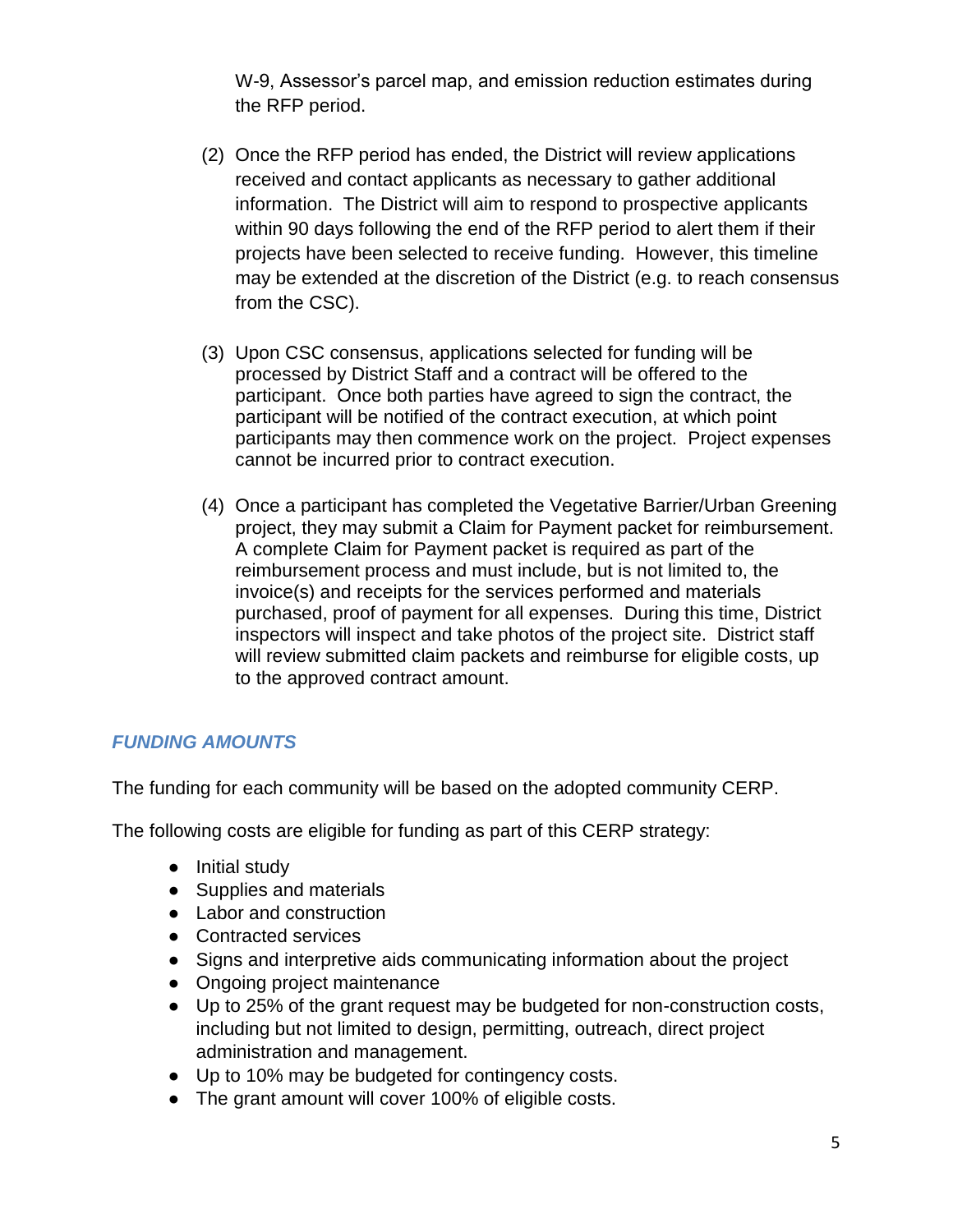W-9, Assessor's parcel map, and emission reduction estimates during the RFP period.

(2) Once the RFP period has ended, the District will review applications received and contact applicants as necessary to gather additional information. The District will aim to respond to prospective applicants within 90 days following the end of the RFP period to alert them if their projects have been selected to receive funding. However, this timeline may be extended at the discretion of the District (e.g. to reach consensus from the CSC).

(3) Upon CSC consensus, applications selected for funding will be processed by District Staff and a contract will be offered to the participant. Once both parties have agreed to sign the contract, the participant will be notified of the contract execution, at which point participants may then commence work on the project. Project expenses cannot be incurred prior to contract execution.

(4) Once a participant has completed the Vegetative Barrier/Urban Greening project, they may submit a Claim for Payment packet for reimbursement. A complete Claim for Payment packet is required as part of the reimbursement process and must include, but is not limited to, the invoice(s) and receipts for the services performed and materials purchased, proof of payment for all expenses. During this time, District inspectors will inspect and take photos of the project site. District staff will review submitted claim packets and reimburse for eligible costs, up to the approved contract amount.

### *FUNDING AMOUNTS*

The funding for each community will be based on the adopted community CERP.

The following costs are eligible for funding as part of this CERP strategy:

- Initial study
- Supplies and materials
- Labor and construction
- Contracted services
- Signs and interpretive aids communicating information about the project
- Ongoing project maintenance
- Up to 25% of the grant request may be budgeted for non-construction costs, including but not limited to design, permitting, outreach, direct project administration and management.
- Up to 10% may be budgeted for contingency costs.
- The grant amount will cover 100% of eligible costs.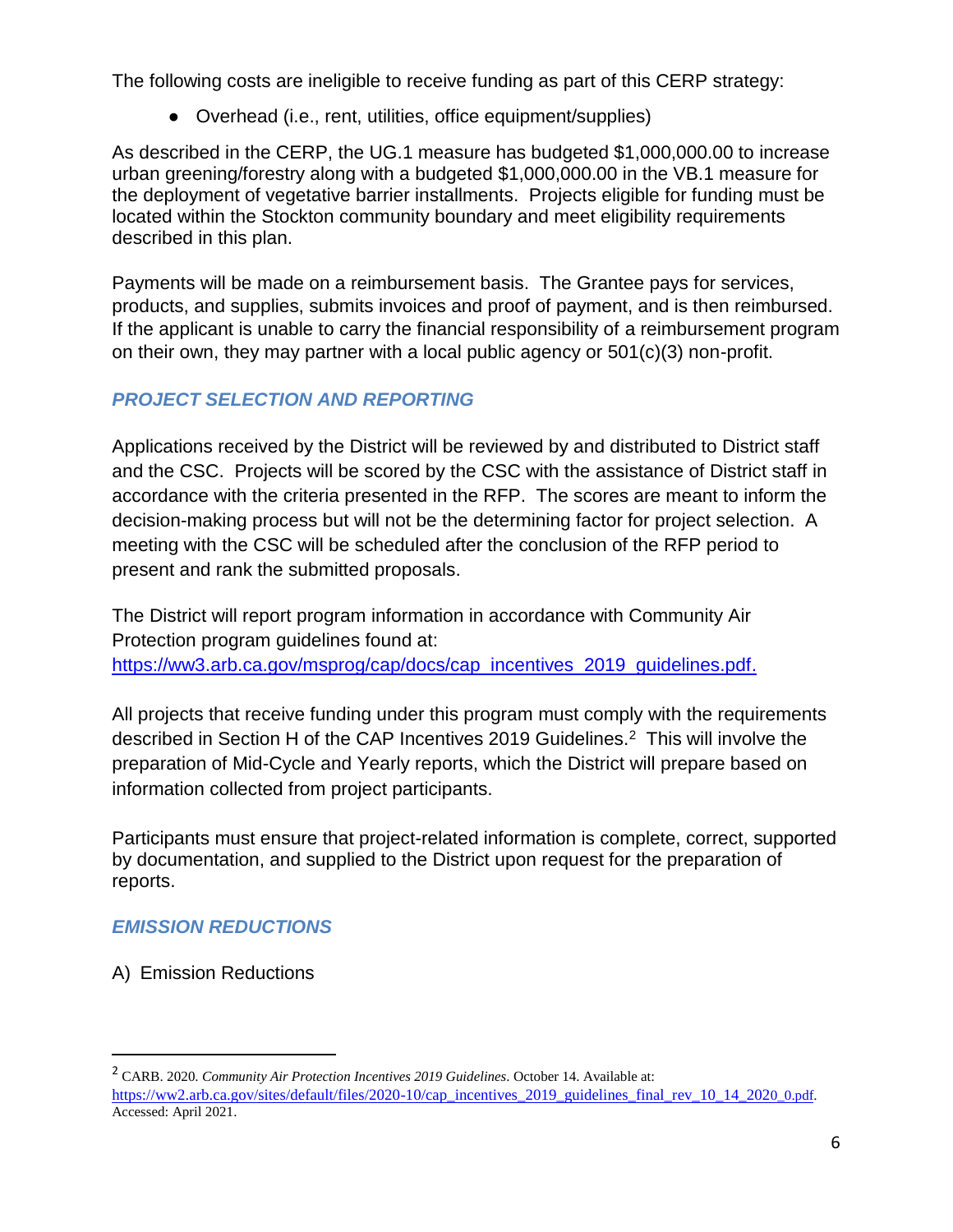The following costs are ineligible to receive funding as part of this CERP strategy:

- Overhead (i.e., rent, utilities, office equipment/supplies)

As described in the CERP, the UG.1 measure has budgeted $1,000,000.00 to increase urban greening/forestry along with a budgeted $1,000,000.00 in the VB.1 measure for the deployment of vegetative barrier installments. Projects eligible for funding must be located within the Stockton community boundary and meet eligibility requirements described in this plan.

Payments will be made on a reimbursement basis. The Grantee pays for services, products, and supplies, submits invoices and proof of payment, and is then reimbursed. If the applicant is unable to carry the financial responsibility of a reimbursement program on their own, they may partner with a local public agency or 501(c)(3) non-profit.

### *PROJECT SELECTION AND REPORTING*

Applications received by the District will be reviewed by and distributed to District staff and the CSC. Projects will be scored by the CSC with the assistance of District staff in accordance with the criteria presented in the RFP. The scores are meant to inform the decision-making process but will not be the determining factor for project selection. A meeting with the CSC will be scheduled after the conclusion of the RFP period to present and rank the submitted proposals.

The District will report program information in accordance with Community Air Protection program guidelines found at: https://ww3.arb.ca.gov/msprog/cap/docs/cap_incentives_2019_guidelines.pdf.

All projects that receive funding under this program must comply with the requirements described in Section H of the CAP Incentives 2019 Guidelines.[2] This will involve the preparation of Mid-Cycle and Yearly reports, which the District will prepare based on information collected from project participants.

Participants must ensure that project-related information is complete, correct, supported by documentation, and supplied to the District upon request for the preparation of reports.

### *EMISSION REDUCTIONS*

A) Emission Reductions

---

[2] CARB. 2020. *Community Air Protection Incentives 2019 Guidelines*. October 14. Available at: https://ww2.arb.ca.gov/sites/default/files/2020-10/cap_incentives_2019_guidelines_final_rev_10_14_2020_0.pdf. Accessed: April 2021.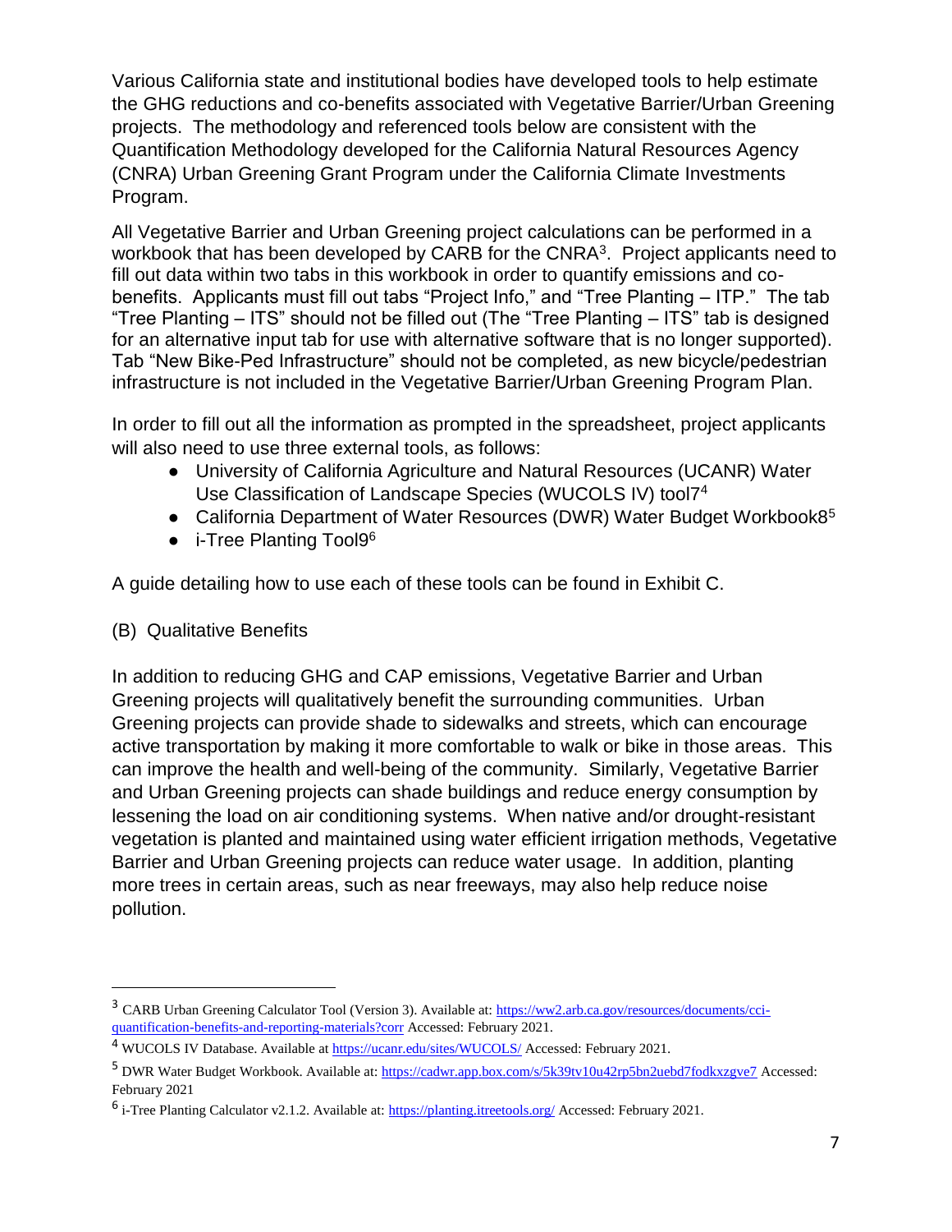Various California state and institutional bodies have developed tools to help estimate the GHG reductions and co-benefits associated with Vegetative Barrier/Urban Greening projects. The methodology and referenced tools below are consistent with the Quantification Methodology developed for the California Natural Resources Agency (CNRA) Urban Greening Grant Program under the California Climate Investments Program.

All Vegetative Barrier and Urban Greening project calculations can be performed in a workbook that has been developed by CARB for the CNRA[3]. Project applicants need to fill out data within two tabs in this workbook in order to quantify emissions and co-benefits. Applicants must fill out tabs "Project Info," and "Tree Planting – ITP." The tab "Tree Planting – ITS" should not be filled out (The "Tree Planting – ITS" tab is designed for an alternative input tab for use with alternative software that is no longer supported). Tab "New Bike-Ped Infrastructure" should not be completed, as new bicycle/pedestrian infrastructure is not included in the Vegetative Barrier/Urban Greening Program Plan.

In order to fill out all the information as prompted in the spreadsheet, project applicants will also need to use three external tools, as follows:

- University of California Agriculture and Natural Resources (UCANR) Water Use Classification of Landscape Species (WUCOLS IV) tool7[4]
- California Department of Water Resources (DWR) Water Budget Workbook8[5]
- i-Tree Planting Tool9[6]

A guide detailing how to use each of these tools can be found in Exhibit C.

(B) Qualitative Benefits

In addition to reducing GHG and CAP emissions, Vegetative Barrier and Urban Greening projects will qualitatively benefit the surrounding communities. Urban Greening projects can provide shade to sidewalks and streets, which can encourage active transportation by making it more comfortable to walk or bike in those areas. This can improve the health and well-being of the community. Similarly, Vegetative Barrier and Urban Greening projects can shade buildings and reduce energy consumption by lessening the load on air conditioning systems. When native and/or drought-resistant vegetation is planted and maintained using water efficient irrigation methods, Vegetative Barrier and Urban Greening projects can reduce water usage. In addition, planting more trees in certain areas, such as near freeways, may also help reduce noise pollution.

---

[3] CARB Urban Greening Calculator Tool (Version 3). Available at: https://ww2.arb.ca.gov/resources/documents/cci-quantification-benefits-and-reporting-materials?corr Accessed: February 2021.

[4] WUCOLS IV Database. Available at https://ucanr.edu/sites/WUCOLS/ Accessed: February 2021.

[5] DWR Water Budget Workbook. Available at: https://cadwr.app.box.com/s/5k39tv10u42rp5bn2uebd7fodkxzgve7 Accessed: February 2021

[6] i-Tree Planting Calculator v2.1.2. Available at: https://planting.itreetools.org/ Accessed: February 2021.